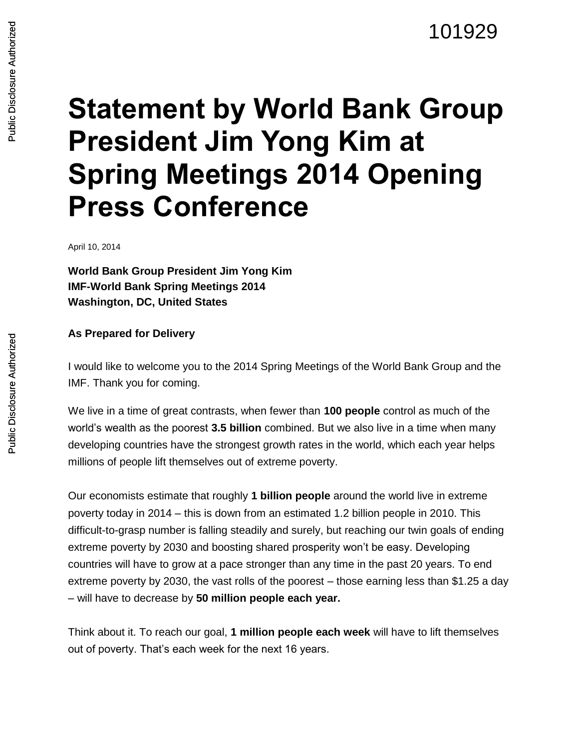101929

# Statement by World Bank Group President Jim Yong Kim at Spring Meetings 2014 Opening Press Conference

April 10, 2014

**World Bank Group President Jim Yong Kim**
**IMF-World Bank Spring Meetings 2014**
**Washington, DC, United States**

**As Prepared for Delivery**

I would like to welcome you to the 2014 Spring Meetings of the World Bank Group and the IMF. Thank you for coming.

We live in a time of great contrasts, when fewer than **100 people** control as much of the world's wealth as the poorest **3.5 billion** combined. But we also live in a time when many developing countries have the strongest growth rates in the world, which each year helps millions of people lift themselves out of extreme poverty.

Our economists estimate that roughly **1 billion people** around the world live in extreme poverty today in 2014 – this is down from an estimated 1.2 billion people in 2010. This difficult-to-grasp number is falling steadily and surely, but reaching our twin goals of ending extreme poverty by 2030 and boosting shared prosperity won't be easy. Developing countries will have to grow at a pace stronger than any time in the past 20 years. To end extreme poverty by 2030, the vast rolls of the poorest – those earning less than $1.25 a day – will have to decrease by **50 million people each year.**

Think about it. To reach our goal, **1 million people each week** will have to lift themselves out of poverty. That's each week for the next 16 years.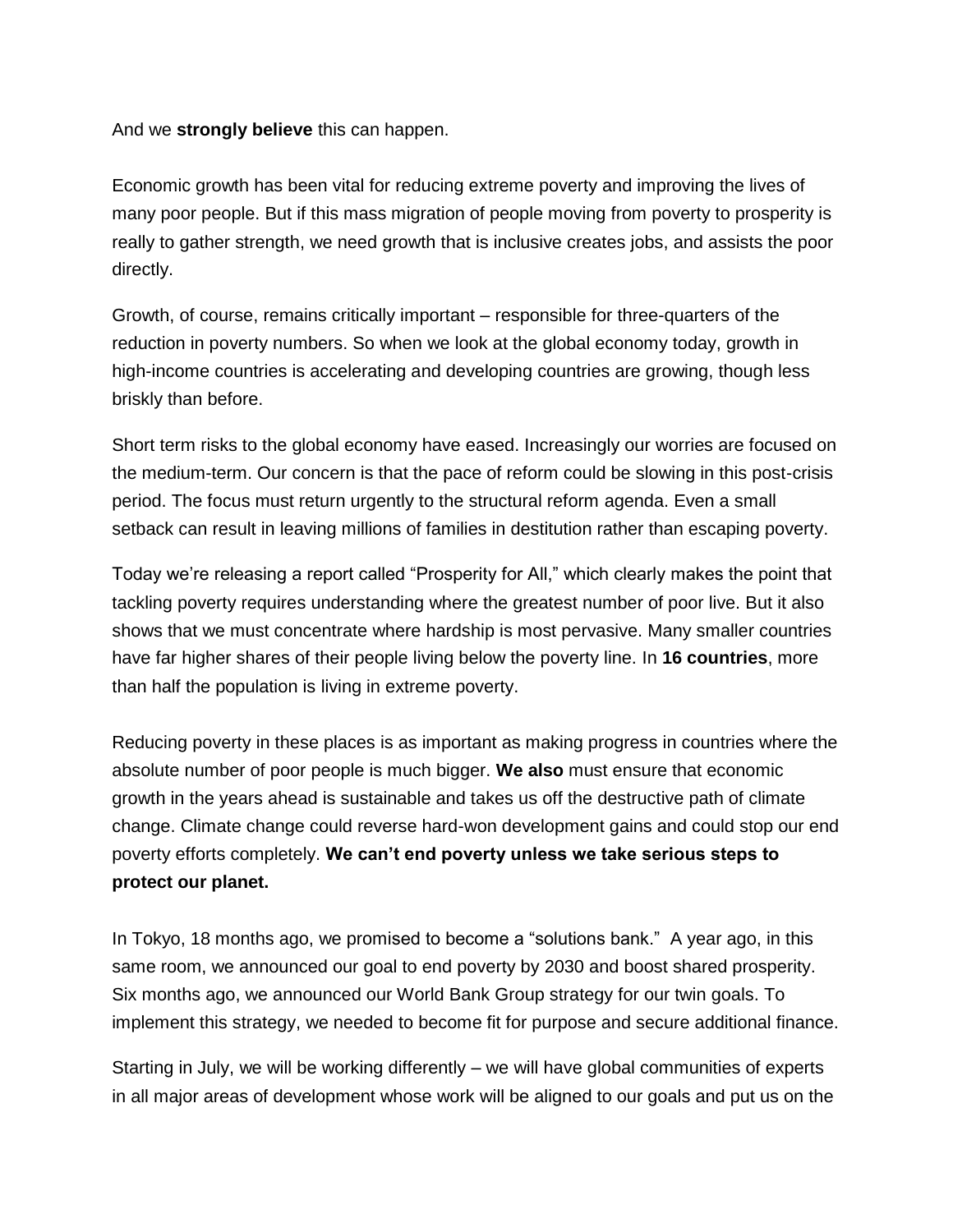And we **strongly believe** this can happen.

Economic growth has been vital for reducing extreme poverty and improving the lives of many poor people. But if this mass migration of people moving from poverty to prosperity is really to gather strength, we need growth that is inclusive creates jobs, and assists the poor directly.

Growth, of course, remains critically important – responsible for three-quarters of the reduction in poverty numbers. So when we look at the global economy today, growth in high-income countries is accelerating and developing countries are growing, though less briskly than before.

Short term risks to the global economy have eased. Increasingly our worries are focused on the medium-term. Our concern is that the pace of reform could be slowing in this post-crisis period. The focus must return urgently to the structural reform agenda. Even a small setback can result in leaving millions of families in destitution rather than escaping poverty.

Today we're releasing a report called "Prosperity for All," which clearly makes the point that tackling poverty requires understanding where the greatest number of poor live. But it also shows that we must concentrate where hardship is most pervasive. Many smaller countries have far higher shares of their people living below the poverty line. In **16 countries**, more than half the population is living in extreme poverty.

Reducing poverty in these places is as important as making progress in countries where the absolute number of poor people is much bigger. **We also** must ensure that economic growth in the years ahead is sustainable and takes us off the destructive path of climate change. Climate change could reverse hard-won development gains and could stop our end poverty efforts completely. **We can't end poverty unless we take serious steps to protect our planet.**

In Tokyo, 18 months ago, we promised to become a "solutions bank." A year ago, in this same room, we announced our goal to end poverty by 2030 and boost shared prosperity. Six months ago, we announced our World Bank Group strategy for our twin goals. To implement this strategy, we needed to become fit for purpose and secure additional finance.

Starting in July, we will be working differently – we will have global communities of experts in all major areas of development whose work will be aligned to our goals and put us on the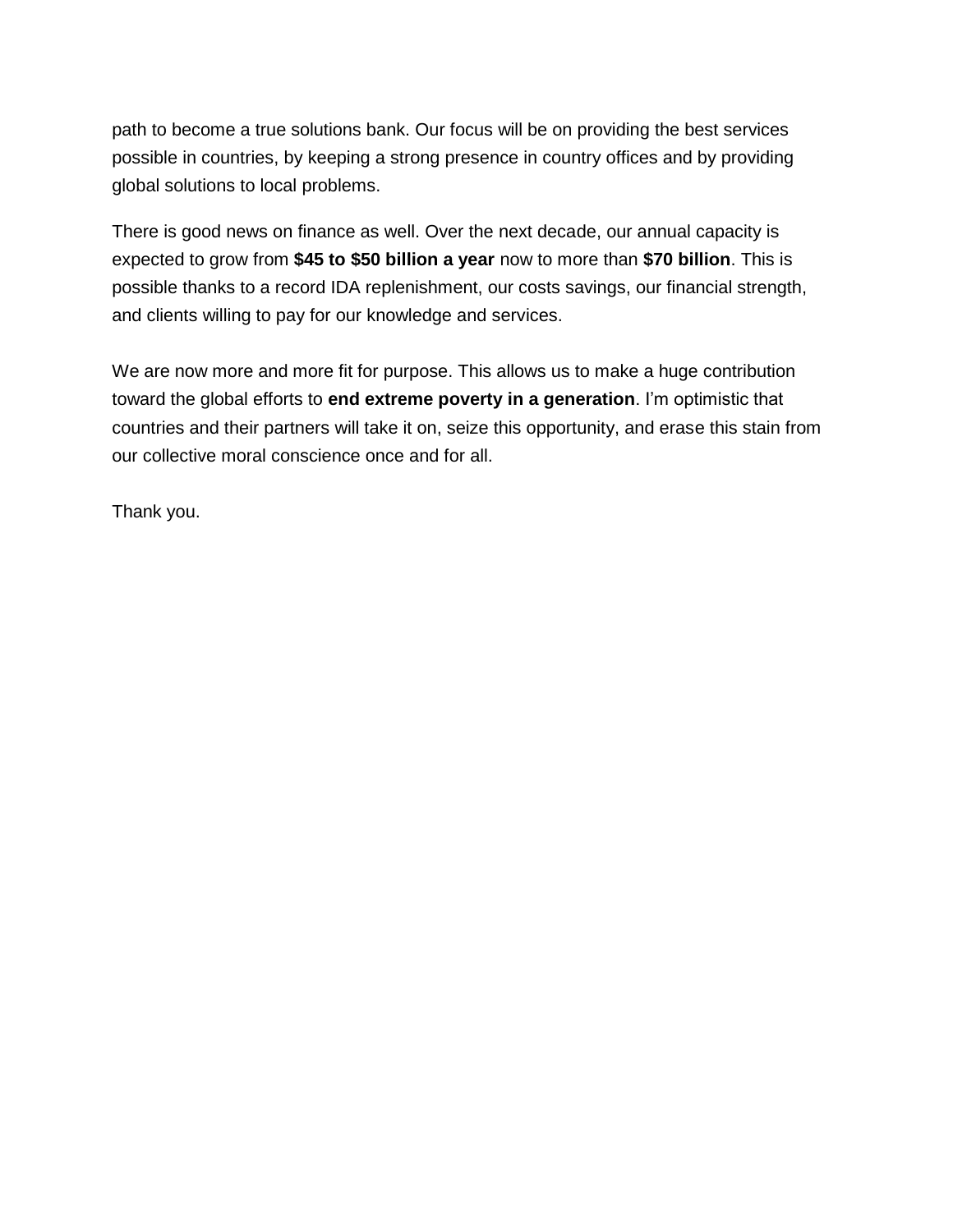path to become a true solutions bank. Our focus will be on providing the best services possible in countries, by keeping a strong presence in country offices and by providing global solutions to local problems.

There is good news on finance as well. Over the next decade, our annual capacity is expected to grow from **$45 to $50 billion a year** now to more than **$70 billion**. This is possible thanks to a record IDA replenishment, our costs savings, our financial strength, and clients willing to pay for our knowledge and services.

We are now more and more fit for purpose. This allows us to make a huge contribution toward the global efforts to **end extreme poverty in a generation**. I'm optimistic that countries and their partners will take it on, seize this opportunity, and erase this stain from our collective moral conscience once and for all.

Thank you.